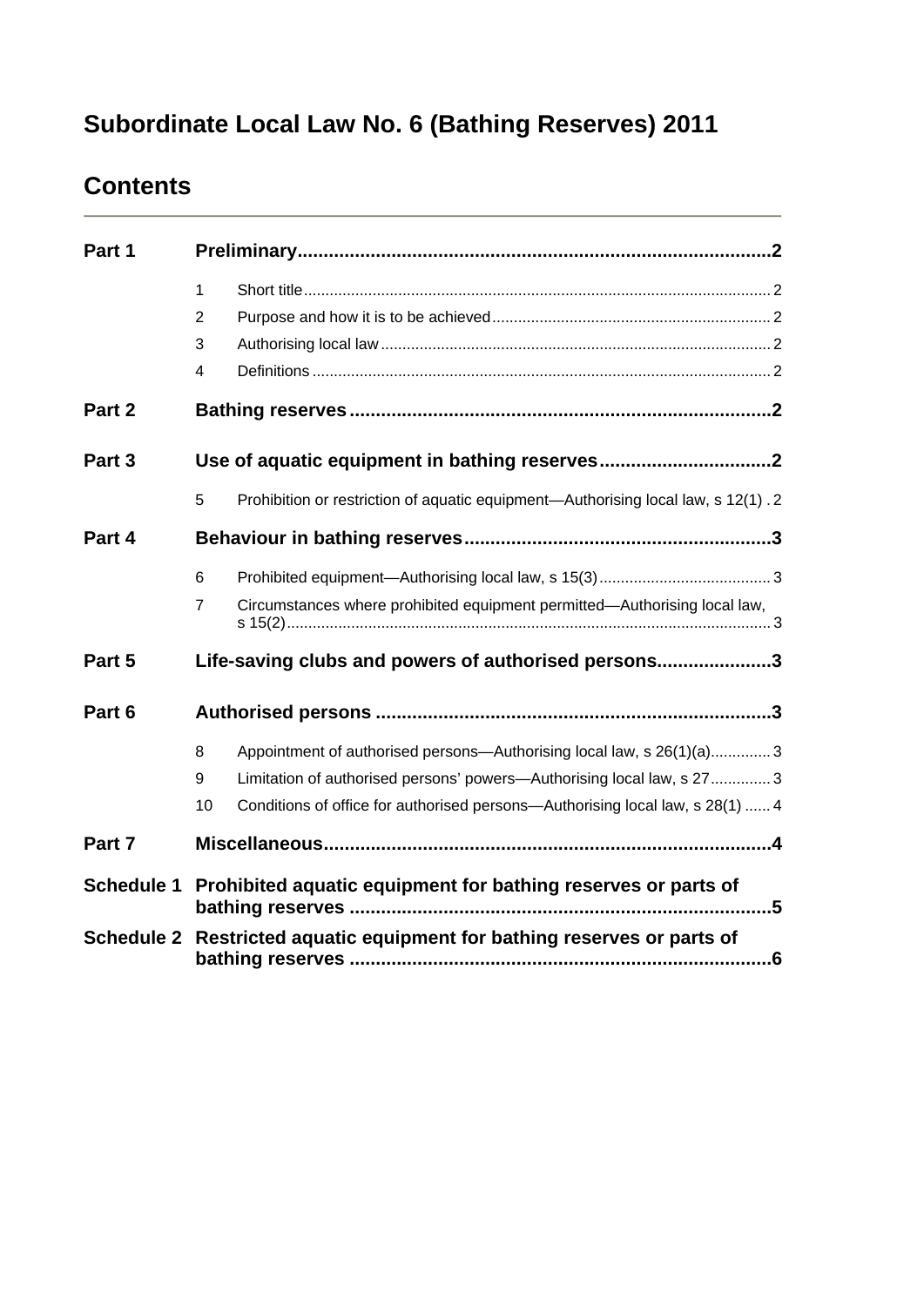# Subordinate Local Law No. 6 (Bathing Reserves) 2011

## Contents

| | | | |
|---|---|---|---|
| **Part 1** | **Preliminary** | | **2** |
| | 1 | Short title | 2 |
| | 2 | Purpose and how it is to be achieved | 2 |
| | 3 | Authorising local law | 2 |
| | 4 | Definitions | 2 |
| **Part 2** | **Bathing reserves** | | **2** |
| **Part 3** | **Use of aquatic equipment in bathing reserves** | | **2** |
| | 5 | Prohibition or restriction of aquatic equipment—Authorising local law, s 12(1) | 2 |
| **Part 4** | **Behaviour in bathing reserves** | | **3** |
| | 6 | Prohibited equipment—Authorising local law, s 15(3) | 3 |
| | 7 | Circumstances where prohibited equipment permitted—Authorising local law, s 15(2) | 3 |
| **Part 5** | **Life-saving clubs and powers of authorised persons** | | **3** |
| **Part 6** | **Authorised persons** | | **3** |
| | 8 | Appointment of authorised persons—Authorising local law, s 26(1)(a) | 3 |
| | 9 | Limitation of authorised persons' powers—Authorising local law, s 27 | 3 |
| | 10 | Conditions of office for authorised persons—Authorising local law, s 28(1) | 4 |
| **Part 7** | **Miscellaneous** | | **4** |
| **Schedule 1** | **Prohibited aquatic equipment for bathing reserves or parts of bathing reserves** | | **5** |
| **Schedule 2** | **Restricted aquatic equipment for bathing reserves or parts of bathing reserves** | | **6** |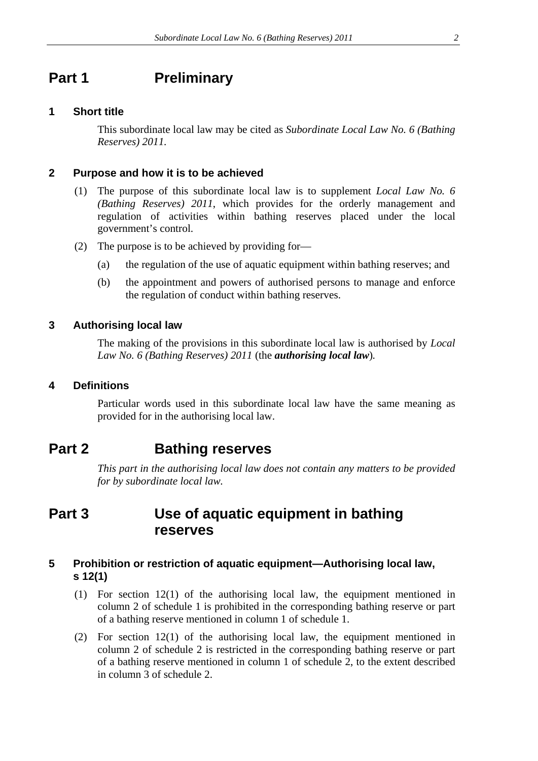# Part 1 Preliminary

## 1 Short title

This subordinate local law may be cited as *Subordinate Local Law No. 6 (Bathing Reserves) 2011*.

## 2 Purpose and how it is to be achieved

(1) The purpose of this subordinate local law is to supplement *Local Law No. 6 (Bathing Reserves) 2011*, which provides for the orderly management and regulation of activities within bathing reserves placed under the local government's control.

(2) The purpose is to be achieved by providing for—

(a) the regulation of the use of aquatic equipment within bathing reserves; and

(b) the appointment and powers of authorised persons to manage and enforce the regulation of conduct within bathing reserves.

## 3 Authorising local law

The making of the provisions in this subordinate local law is authorised by *Local Law No. 6 (Bathing Reserves) 2011* (the ***authorising local law***).

## 4 Definitions

Particular words used in this subordinate local law have the same meaning as provided for in the authorising local law.

# Part 2 Bathing reserves

*This part in the authorising local law does not contain any matters to be provided for by subordinate local law.*

# Part 3 Use of aquatic equipment in bathing reserves

## 5 Prohibition or restriction of aquatic equipment—Authorising local law, s 12(1)

(1) For section 12(1) of the authorising local law, the equipment mentioned in column 2 of schedule 1 is prohibited in the corresponding bathing reserve or part of a bathing reserve mentioned in column 1 of schedule 1.

(2) For section 12(1) of the authorising local law, the equipment mentioned in column 2 of schedule 2 is restricted in the corresponding bathing reserve or part of a bathing reserve mentioned in column 1 of schedule 2, to the extent described in column 3 of schedule 2.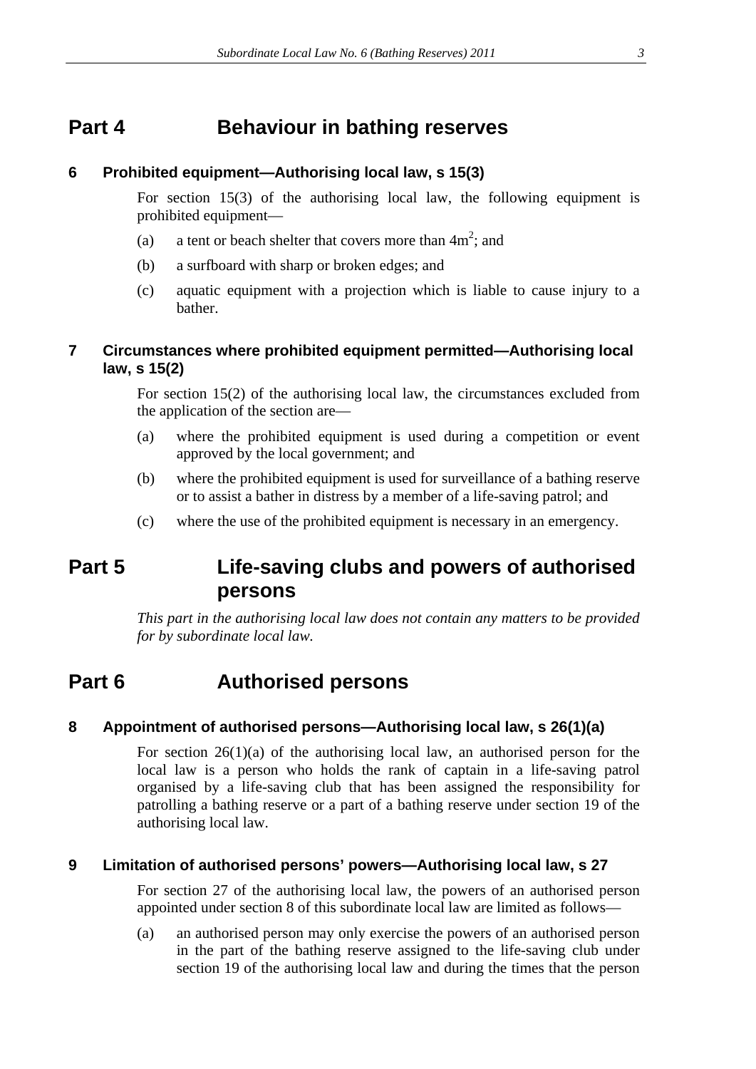# Part 4 Behaviour in bathing reserves

### 6 Prohibited equipment—Authorising local law, s 15(3)

For section 15(3) of the authorising local law, the following equipment is prohibited equipment—

(a) a tent or beach shelter that covers more than $4m^2$; and

(b) a surfboard with sharp or broken edges; and

(c) aquatic equipment with a projection which is liable to cause injury to a bather.

### 7 Circumstances where prohibited equipment permitted—Authorising local law, s 15(2)

For section 15(2) of the authorising local law, the circumstances excluded from the application of the section are—

(a) where the prohibited equipment is used during a competition or event approved by the local government; and

(b) where the prohibited equipment is used for surveillance of a bathing reserve or to assist a bather in distress by a member of a life-saving patrol; and

(c) where the use of the prohibited equipment is necessary in an emergency.

# Part 5 Life-saving clubs and powers of authorised persons

*This part in the authorising local law does not contain any matters to be provided for by subordinate local law.*

# Part 6 Authorised persons

### 8 Appointment of authorised persons—Authorising local law, s 26(1)(a)

For section 26(1)(a) of the authorising local law, an authorised person for the local law is a person who holds the rank of captain in a life-saving patrol organised by a life-saving club that has been assigned the responsibility for patrolling a bathing reserve or a part of a bathing reserve under section 19 of the authorising local law.

### 9 Limitation of authorised persons' powers—Authorising local law, s 27

For section 27 of the authorising local law, the powers of an authorised person appointed under section 8 of this subordinate local law are limited as follows—

(a) an authorised person may only exercise the powers of an authorised person in the part of the bathing reserve assigned to the life-saving club under section 19 of the authorising local law and during the times that the person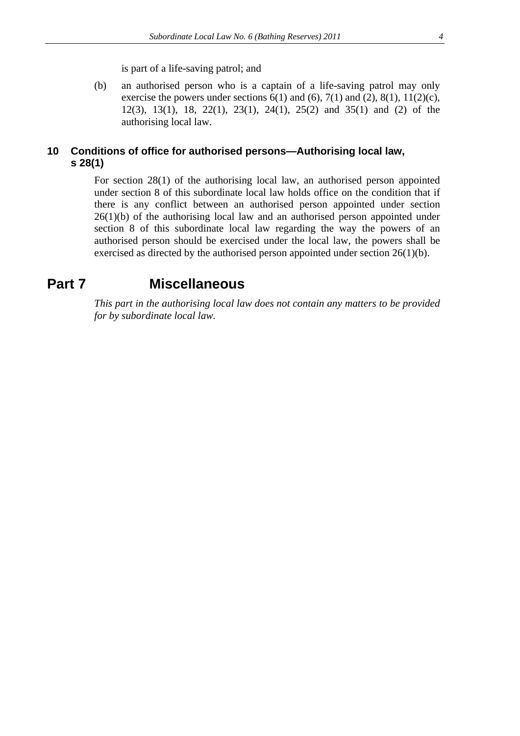is part of a life-saving patrol; and

(b) an authorised person who is a captain of a life-saving patrol may only exercise the powers under sections 6(1) and (6), 7(1) and (2), 8(1), 11(2)(c), 12(3), 13(1), 18, 22(1), 23(1), 24(1), 25(2) and 35(1) and (2) of the authorising local law.

### 10 Conditions of office for authorised persons—Authorising local law, s 28(1)

For section 28(1) of the authorising local law, an authorised person appointed under section 8 of this subordinate local law holds office on the condition that if there is any conflict between an authorised person appointed under section 26(1)(b) of the authorising local law and an authorised person appointed under section 8 of this subordinate local law regarding the way the powers of an authorised person should be exercised under the local law, the powers shall be exercised as directed by the authorised person appointed under section 26(1)(b).

## Part 7 Miscellaneous

*This part in the authorising local law does not contain any matters to be provided for by subordinate local law.*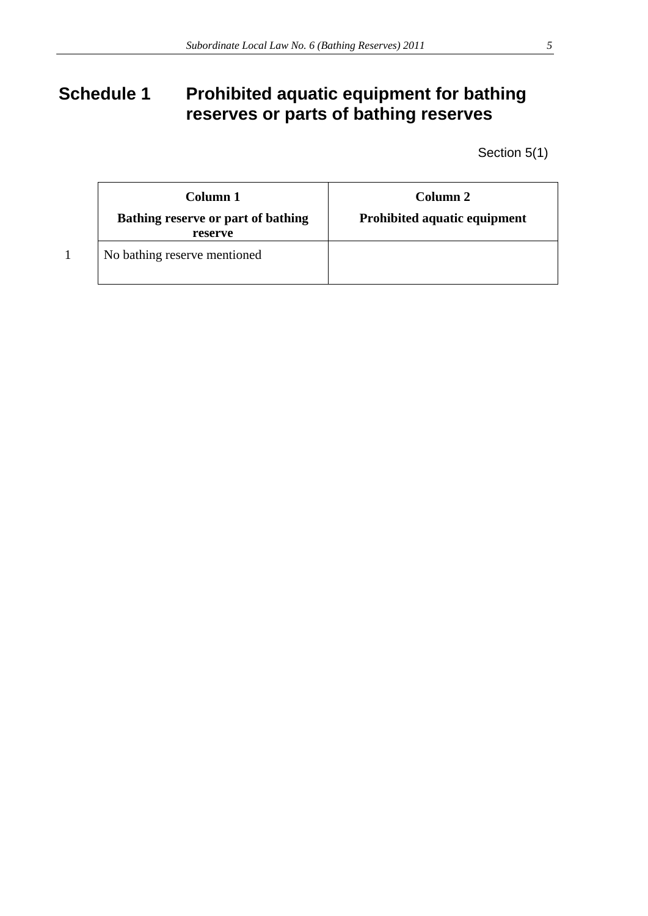# Schedule 1 Prohibited aquatic equipment for bathing reserves or parts of bathing reserves

Section 5(1)

| | Column 1<br>Bathing reserve or part of bathing reserve | Column 2<br>Prohibited aquatic equipment |
|---|---|---|
| 1 | No bathing reserve mentioned | |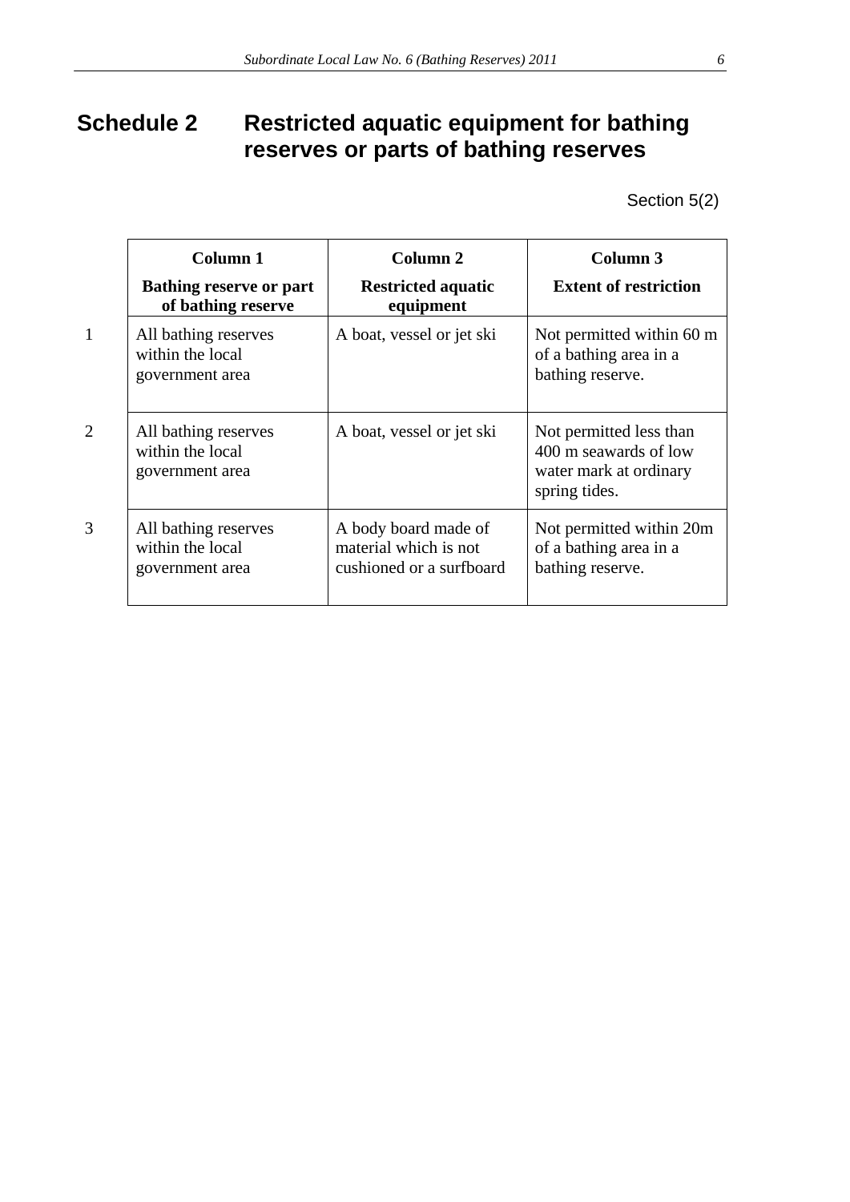# Schedule 2 Restricted aquatic equipment for bathing reserves or parts of bathing reserves

Section 5(2)

| | Column 1<br>Bathing reserve or part of bathing reserve | Column 2<br>Restricted aquatic equipment | Column 3<br>Extent of restriction |
|---|---|---|---|
| 1 | All bathing reserves within the local government area | A boat, vessel or jet ski | Not permitted within 60 m of a bathing area in a bathing reserve. |
| 2 | All bathing reserves within the local government area | A boat, vessel or jet ski | Not permitted less than 400 m seawards of low water mark at ordinary spring tides. |
| 3 | All bathing reserves within the local government area | A body board made of material which is not cushioned or a surfboard | Not permitted within 20m of a bathing area in a bathing reserve. |